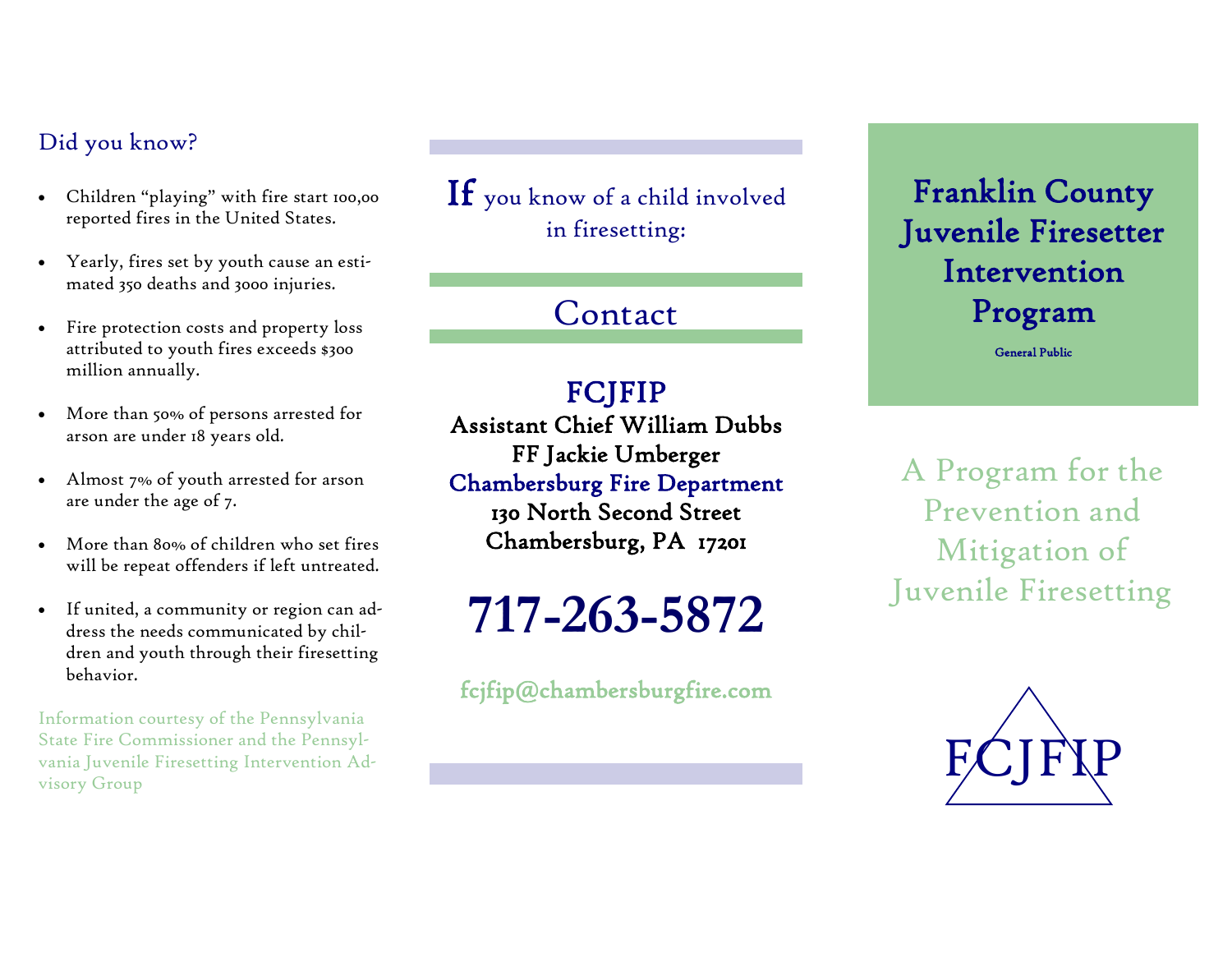## Did you know?

- Children "playing" with fire start 100,00 reported fires in the United States.
- Yearly, fires set by youth cause an estimated 350 deaths and 3000 injuries.
- Fire protection costs and property loss attributed to youth fires exceeds $300 million annually.
- More than 50% of persons arrested for arson are under 18 years old.
- Almost 7% of youth arrested for arson are under the age of 7.
- More than 80% of children who set fires will be repeat offenders if left untreated.
- If united, a community or region can address the needs communicated by children and youth through their firesetting behavior.

Information courtesy of the Pennsylvania State Fire Commissioner and the Pennsylvania Juvenile Firesetting Intervention Advisory Group

**If** you know of a child involved in firesetting:

## Contact

**FCJFIP**

**Assistant Chief William Dubbs**

**FF Jackie Umberger**

**Chambersburg Fire Department**

**130 North Second Street**

**Chambersburg, PA 17201**

# 717-263-5872

**fcjfip@chambersburgfire.com**

# Franklin County Juvenile Firesetter Intervention Program

General Public

A Program for the Prevention and Mitigation of Juvenile Firesetting

FCJFIP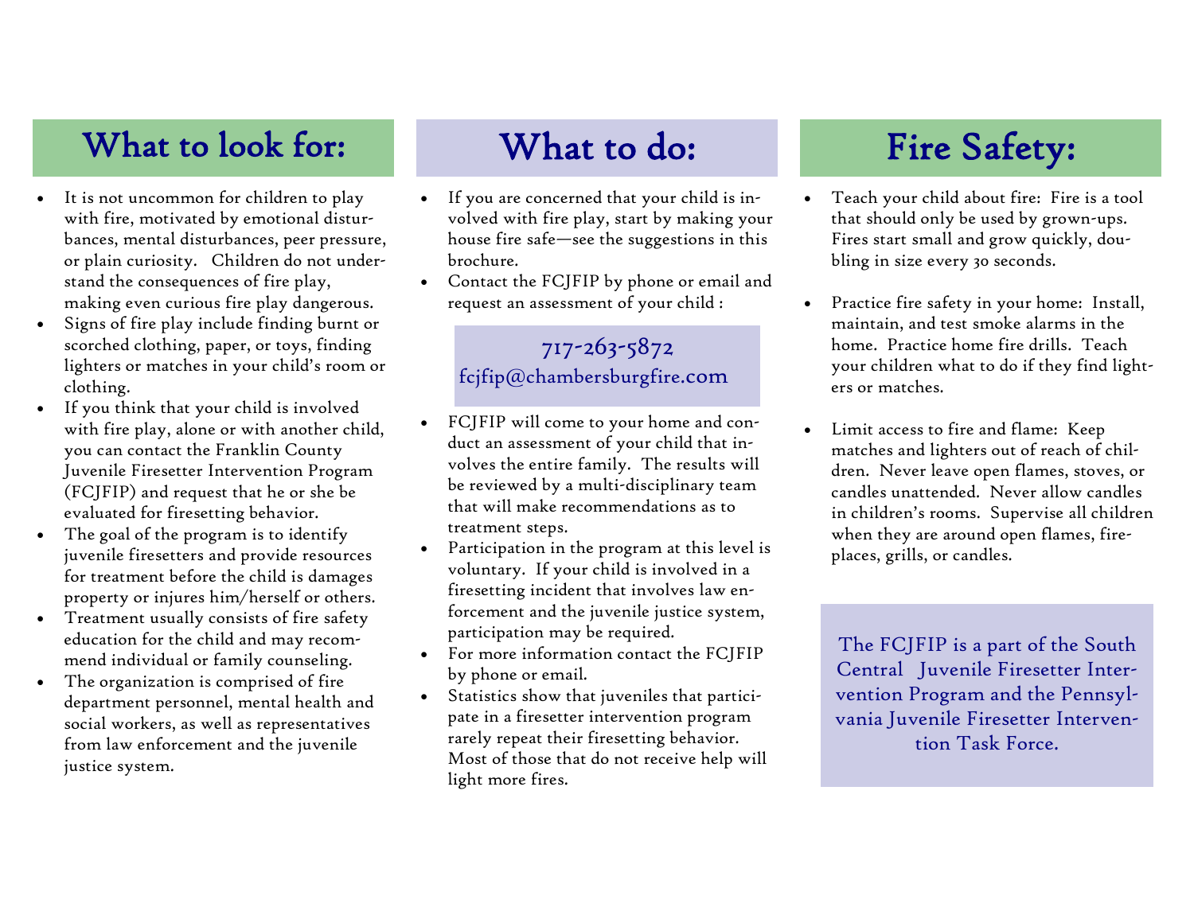## What to look for:

- It is not uncommon for children to play with fire, motivated by emotional disturbances, mental disturbances, peer pressure, or plain curiosity. Children do not understand the consequences of fire play, making even curious fire play dangerous.
- Signs of fire play include finding burnt or scorched clothing, paper, or toys, finding lighters or matches in your child's room or clothing.
- If you think that your child is involved with fire play, alone or with another child, you can contact the Franklin County Juvenile Firesetter Intervention Program (FCJFIP) and request that he or she be evaluated for firesetting behavior.
- The goal of the program is to identify juvenile firesetters and provide resources for treatment before the child is damages property or injures him/herself or others.
- Treatment usually consists of fire safety education for the child and may recommend individual or family counseling.
- The organization is comprised of fire department personnel, mental health and social workers, as well as representatives from law enforcement and the juvenile justice system.

## What to do:

- If you are concerned that your child is involved with fire play, start by making your house fire safe—see the suggestions in this brochure.
- Contact the FCJFIP by phone or email and request an assessment of your child :

717-263-5872
fcjfip@chambersburgfire.com

- FCJFIP will come to your home and conduct an assessment of your child that involves the entire family. The results will be reviewed by a multi-disciplinary team that will make recommendations as to treatment steps.
- Participation in the program at this level is voluntary. If your child is involved in a firesetting incident that involves law enforcement and the juvenile justice system, participation may be required.
- For more information contact the FCJFIP by phone or email.
- Statistics show that juveniles that participate in a firesetter intervention program rarely repeat their firesetting behavior. Most of those that do not receive help will light more fires.

## Fire Safety:

- Teach your child about fire: Fire is a tool that should only be used by grown-ups. Fires start small and grow quickly, doubling in size every 30 seconds.
- Practice fire safety in your home: Install, maintain, and test smoke alarms in the home. Practice home fire drills. Teach your children what to do if they find lighters or matches.
- Limit access to fire and flame: Keep matches and lighters out of reach of children. Never leave open flames, stoves, or candles unattended. Never allow candles in children's rooms. Supervise all children when they are around open flames, fireplaces, grills, or candles.

The FCJFIP is a part of the South Central Juvenile Firesetter Intervention Program and the Pennsylvania Juvenile Firesetter Intervention Task Force.